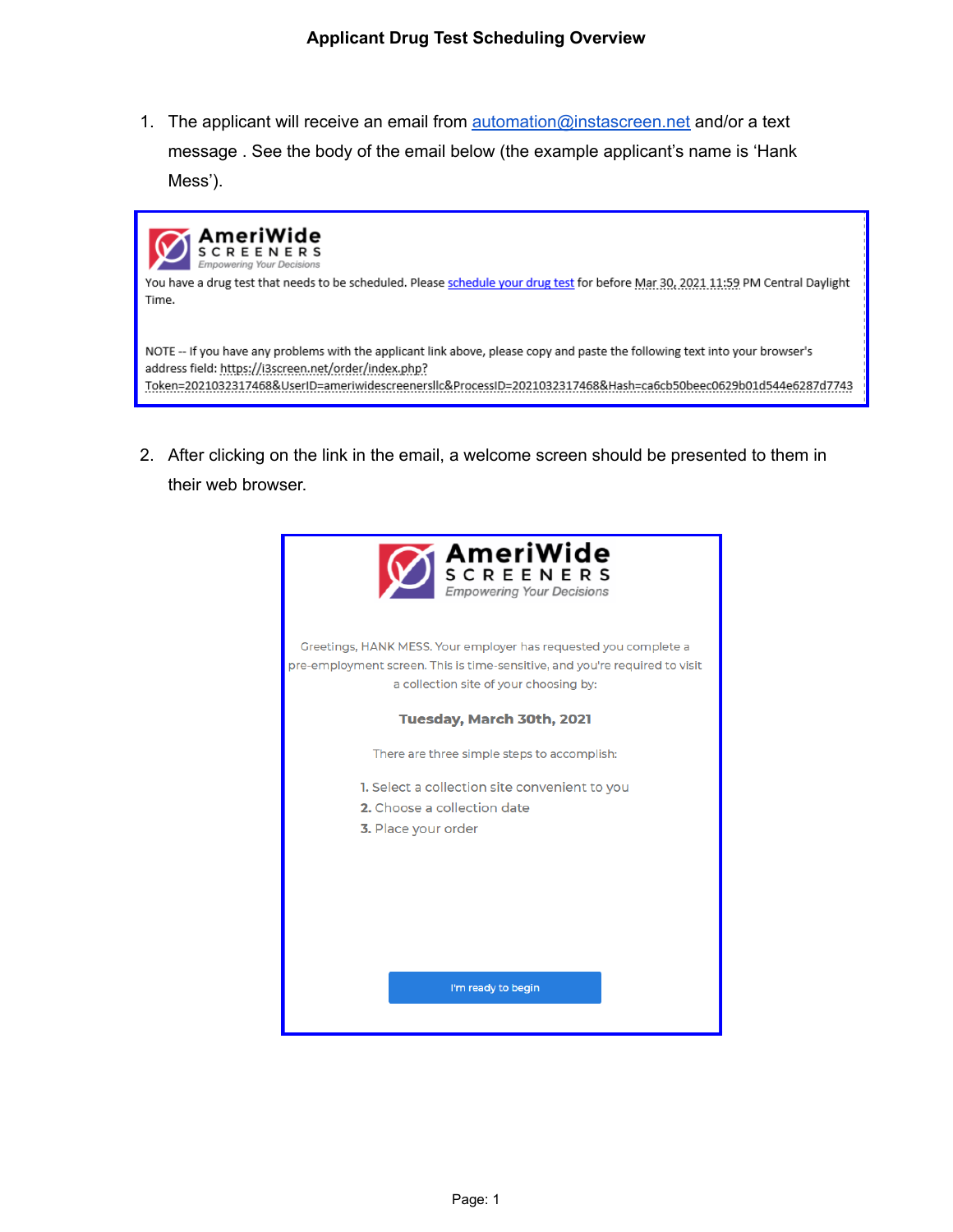# Applicant Drug Test Scheduling Overview

1. The applicant will receive an email from automation@instascreen.net and/or a text message . See the body of the email below (the example applicant's name is 'Hank Mess').

> **AmeriWide SCREENERS**
> *Empowering Your Decisions*
>
> You have a drug test that needs to be scheduled. Please schedule your drug test for before Mar 30, 2021 11:59 PM Central Daylight Time.
>
> NOTE -- If you have any problems with the applicant link above, please copy and paste the following text into your browser's address field: https://i3screen.net/order/index.php?Token=2021032317468&UserID=ameriwidescreenersllc&ProcessID=2021032317468&Hash=ca6cb50beec0629b01d544e6287d7743

2. After clicking on the link in the email, a welcome screen should be presented to them in their web browser.

> **AmeriWide SCREENERS**
> *Empowering Your Decisions*
>
> Greetings, HANK MESS. Your employer has requested you complete a pre-employment screen. This is time-sensitive, and you're required to visit a collection site of your choosing by:
>
> **Tuesday, March 30th, 2021**
>
> There are three simple steps to accomplish:
>
> **1.** Select a collection site convenient to you
> **2.** Choose a collection date
> **3.** Place your order
>
> I'm ready to begin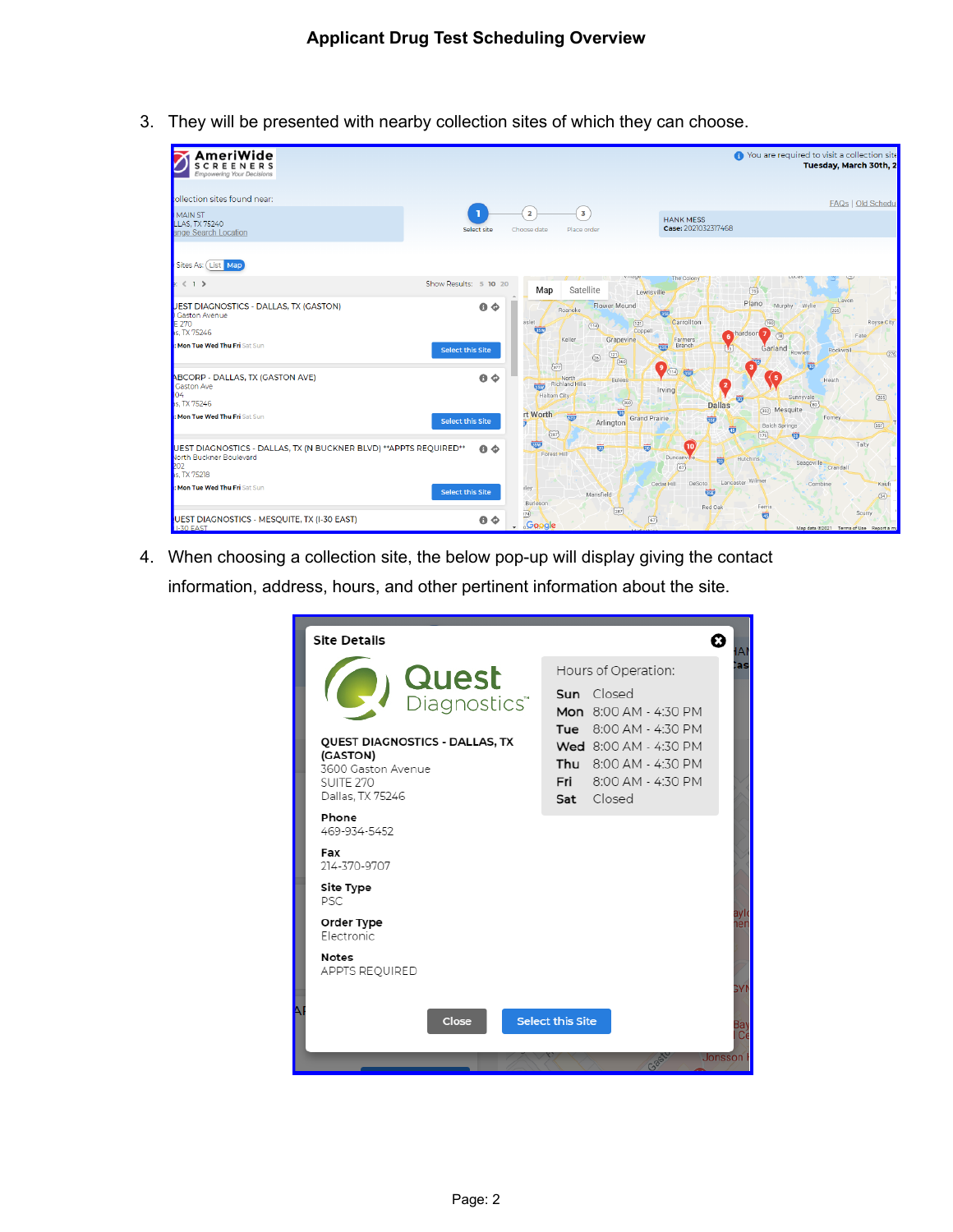3. They will be presented with nearby collection sites of which they can choose.

4. When choosing a collection site, the below pop-up will display giving the contact information, address, hours, and other pertinent information about the site.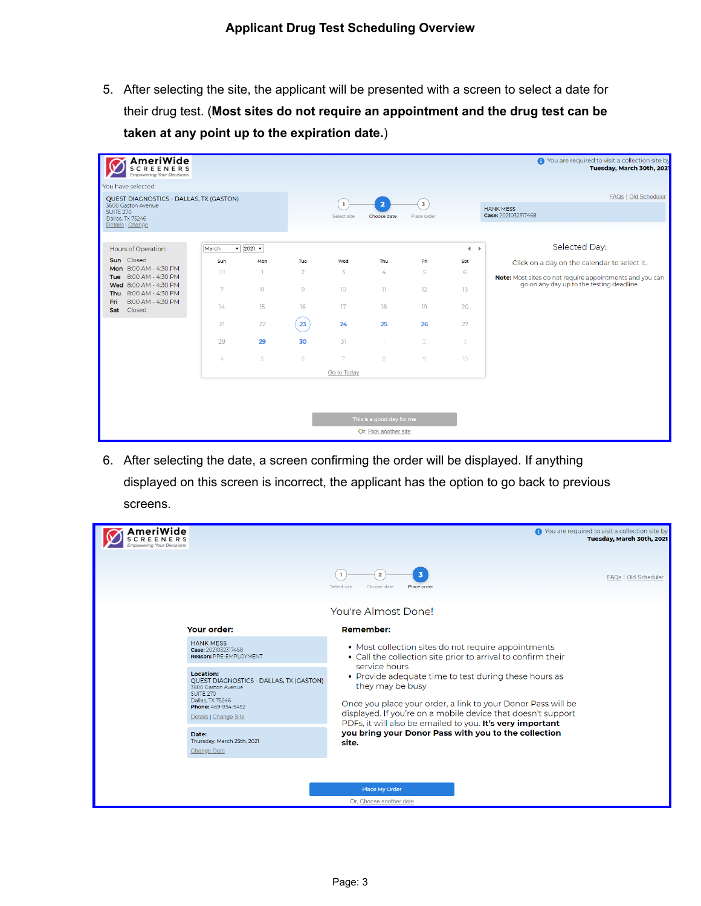5. After selecting the site, the applicant will be presented with a screen to select a date for their drug test. (**Most sites do not require an appointment and the drug test can be taken at any point up to the expiration date.**)

You are required to visit a collection site by **Tuesday, March 30th, 2021**

You have selected:

QUEST DIAGNOSTICS - DALLAS, TX (GASTON)
3600 Gaston Avenue
SUITE 270
Dallas, TX 75246
Details | Change

1 Select site — 2 Choose date — 3 Place order

FAQs | Old Scheduler

HANK MESS
**Case:** 2021032317468

Hours of Operation:

| | |
|---|---|
| **Sun** | Closed |
| **Mon** | 8:00 AM - 4:30 PM |
| **Tue** | 8:00 AM - 4:30 PM |
| **Wed** | 8:00 AM - 4:30 PM |
| **Thu** | 8:00 AM - 4:30 PM |
| **Fri** | 8:00 AM - 4:30 PM |
| **Sat** | Closed |

March 2021

| Sun | Mon | Tue | Wed | Thu | Fri | Sat |
|---|---|---|---|---|---|---|
| 28 | 1 | 2 | 3 | 4 | 5 | 6 |
| 7 | 8 | 9 | 10 | 11 | 12 | 13 |
| 14 | 15 | 16 | 17 | 18 | 19 | 20 |
| 21 | 22 | 23 | 24 | 25 | 26 | 27 |
| 28 | 29 | 30 | 31 | 1 | 2 | 3 |
| 4 | 5 | 6 | 7 | 8 | 9 | 10 |

Go to Today

Selected Day:

Click on a day on the calendar to select it.

**Note:** Most sites do not require appointments and you can go on any day up to the testing deadline.

This is a good day for me

Or, Pick another site

6. After selecting the date, a screen confirming the order will be displayed. If anything displayed on this screen is incorrect, the applicant has the option to go back to previous screens.

You are required to visit a collection site by **Tuesday, March 30th, 2021**

1 Select site — 2 Choose date — 3 Place order

FAQs | Old Scheduler

You're Almost Done!

**Your order:**

HANK MESS
**Case:** 2021032317468
**Reason:** PRE-EMPLOYMENT

**Location:**
QUEST DIAGNOSTICS - DALLAS, TX (GASTON)
3600 Gaston Avenue
SUITE 270
Dallas, TX 75246
**Phone:** 469-934-5452
Details | Change Site

**Date:**
Thursday, March 25th, 2021
Change Date

**Remember:**

- Most collection sites do not require appointments
- Call the collection site prior to arrival to confirm their service hours
- Provide adequate time to test during these hours as they may be busy

Once you place your order, a link to your Donor Pass will be displayed. If you're on a mobile device that doesn't support PDFs, it will also be emailed to you. **It's very important you bring your Donor Pass with you to the collection site.**

Place My Order

Or, Choose another date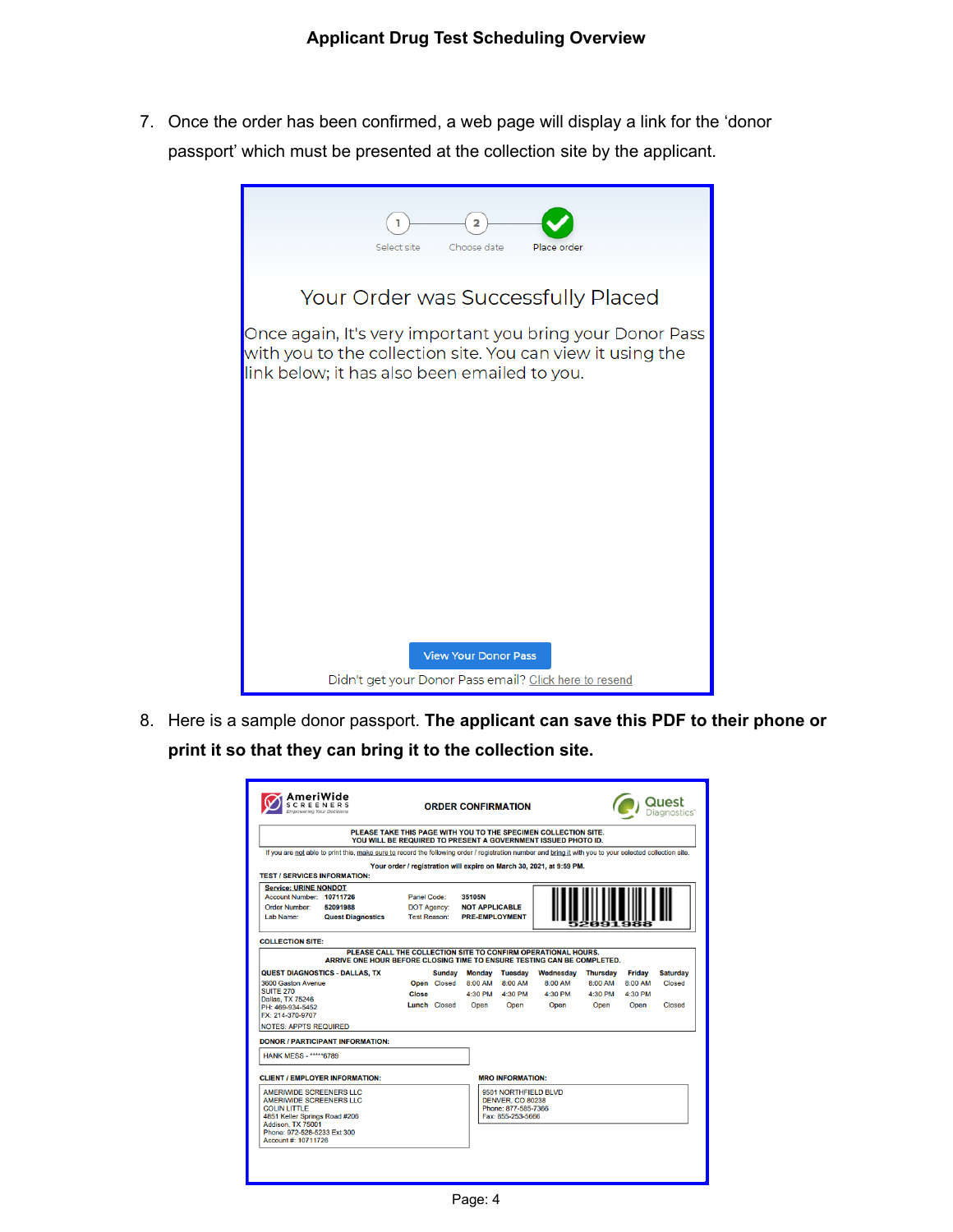**Applicant Drug Test Scheduling Overview**

7. Once the order has been confirmed, a web page will display a link for the 'donor passport' which must be presented at the collection site by the applicant.

1 Select site — 2 Choose date — Place order

Your Order was Successfully Placed

Once again, It's very important you bring your Donor Pass with you to the collection site. You can view it using the link below; it has also been emailed to you.

View Your Donor Pass

Didn't get your Donor Pass email? Click here to resend

8. Here is a sample donor passport. **The applicant can save this PDF to their phone or print it so that they can bring it to the collection site.**

AmeriWide SCREENERS *Empowering Your Decisions*

ORDER CONFIRMATION

Quest Diagnostics

PLEASE TAKE THIS PAGE WITH YOU TO THE SPECIMEN COLLECTION SITE.
YOU WILL BE REQUIRED TO PRESENT A GOVERNMENT ISSUED PHOTO ID.

If you are not able to print this, make sure to record the following order / registration number and bring it with you to your selected collection site.

**Your order / registration will expire on March 30, 2021, at 9:59 PM.**

**TEST / SERVICES INFORMATION:**

**Service: URINE NONDOT**

| | | | |
|---|---|---|---|
| Account Number: | 10711726 | Panel Code: | 35105N |
| Order Number: | 52091988 | DOT Agency: | NOT APPLICABLE |
| Lab Name: | Quest Diagnostics | Test Reason: | PRE-EMPLOYMENT |

52091988

**COLLECTION SITE:**

PLEASE CALL THE COLLECTION SITE TO CONFIRM OPERATIONAL HOURS.
ARRIVE ONE HOUR BEFORE CLOSING TIME TO ENSURE TESTING CAN BE COMPLETED.

**QUEST DIAGNOSTICS - DALLAS, TX**
3600 Gaston Avenue
SUITE 270
Dallas, TX 75246
PH: 469-934-5452
FX: 214-370-9707

| | Sunday | Monday | Tuesday | Wednesday | Thursday | Friday | Saturday |
|---|---|---|---|---|---|---|---|
| Open | Closed | 8:00 AM | 8:00 AM | 8:00 AM | 8:00 AM | 8:00 AM | Closed |
| Close | | 4:30 PM | 4:30 PM | 4:30 PM | 4:30 PM | 4:30 PM | |
| Lunch | Closed | Open | Open | Open | Open | Open | Closed |

NOTES: APPTS REQUIRED

**DONOR / PARTICIPANT INFORMATION:**

HANK MESS - *****6789

**CLIENT / EMPLOYER INFORMATION:**

AMERIWIDE SCREENERS LLC
AMERIWIDE SCREENERS LLC
COLIN LITTLE
4851 Keller Springs Road #206
Addison, TX 75001
Phone: 972-528-5233 Ext 300
Account #: 10711726

**MRO INFORMATION:**

9501 NORTHFIELD BLVD
DENVER, CO 80238
Phone: 877-585-7366
Fax: 855-253-5666